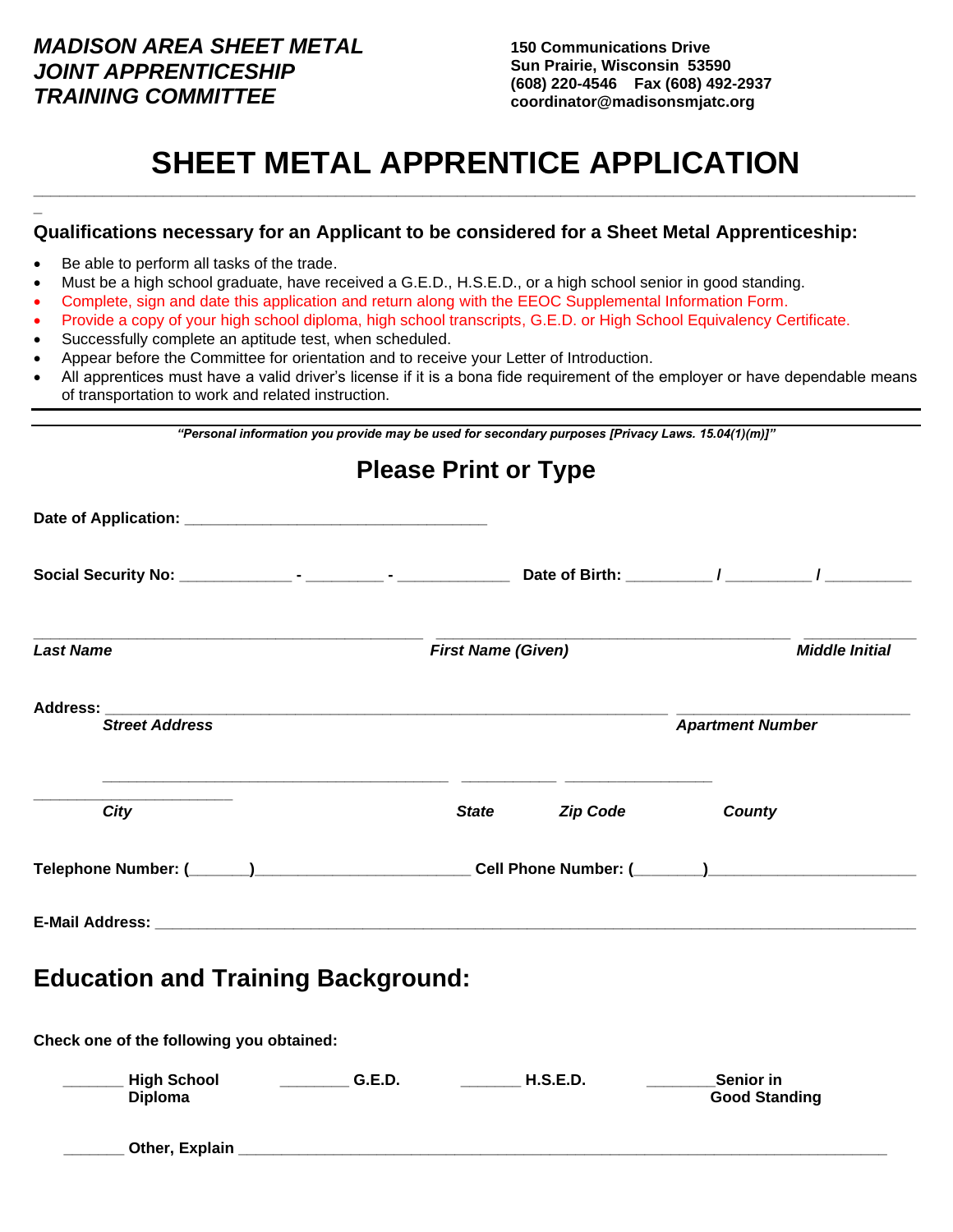***MADISON AREA SHEET METAL JOINT APPRENTICESHIP TRAINING COMMITTEE***

**150 Communications Drive**
**Sun Prairie, Wisconsin 53590**
**(608) 220-4546 Fax (608) 492-2937**
**coordinator@madisonsmjatc.org**

# SHEET METAL APPRENTICE APPLICATION

### Qualifications necessary for an Applicant to be considered for a Sheet Metal Apprenticeship:

- Be able to perform all tasks of the trade.
- Must be a high school graduate, have received a G.E.D., H.S.E.D., or a high school senior in good standing.
- Complete, sign and date this application and return along with the EEOC Supplemental Information Form.
- Provide a copy of your high school diploma, high school transcripts, G.E.D. or High School Equivalency Certificate.
- Successfully complete an aptitude test, when scheduled.
- Appear before the Committee for orientation and to receive your Letter of Introduction.
- All apprentices must have a valid driver's license if it is a bona fide requirement of the employer or have dependable means of transportation to work and related instruction.

***"Personal information you provide may be used for secondary purposes [Privacy Laws. 15.04(1)(m)]"***

## Please Print or Type

**Date of Application:** ___________________________________

**Social Security No:** _____________ - _________ - _____________ **Date of Birth:** __________ / __________ / __________

_____________________________________________ _________________________________________ ____________
***Last Name*** ***First Name (Given)*** ***Middle Initial***

**Address:** _________________________________________________________________ ___________________________
***Street Address*** ***Apartment Number***

________________________________________ ___________ _________________ _______________________
***City*** ***State*** ***Zip Code*** ***County***

**Telephone Number: (_______)**________________________ **Cell Phone Number: (________)**________________________

**E-Mail Address:** ______________________________________________________________________________________

## Education and Training Background:

**Check one of the following you obtained:**

_______ **High School Diploma** ________ **G.E.D.** _______ **H.S.E.D.** ________ **Senior in Good Standing**

_______ **Other, Explain** ___________________________________________________________________________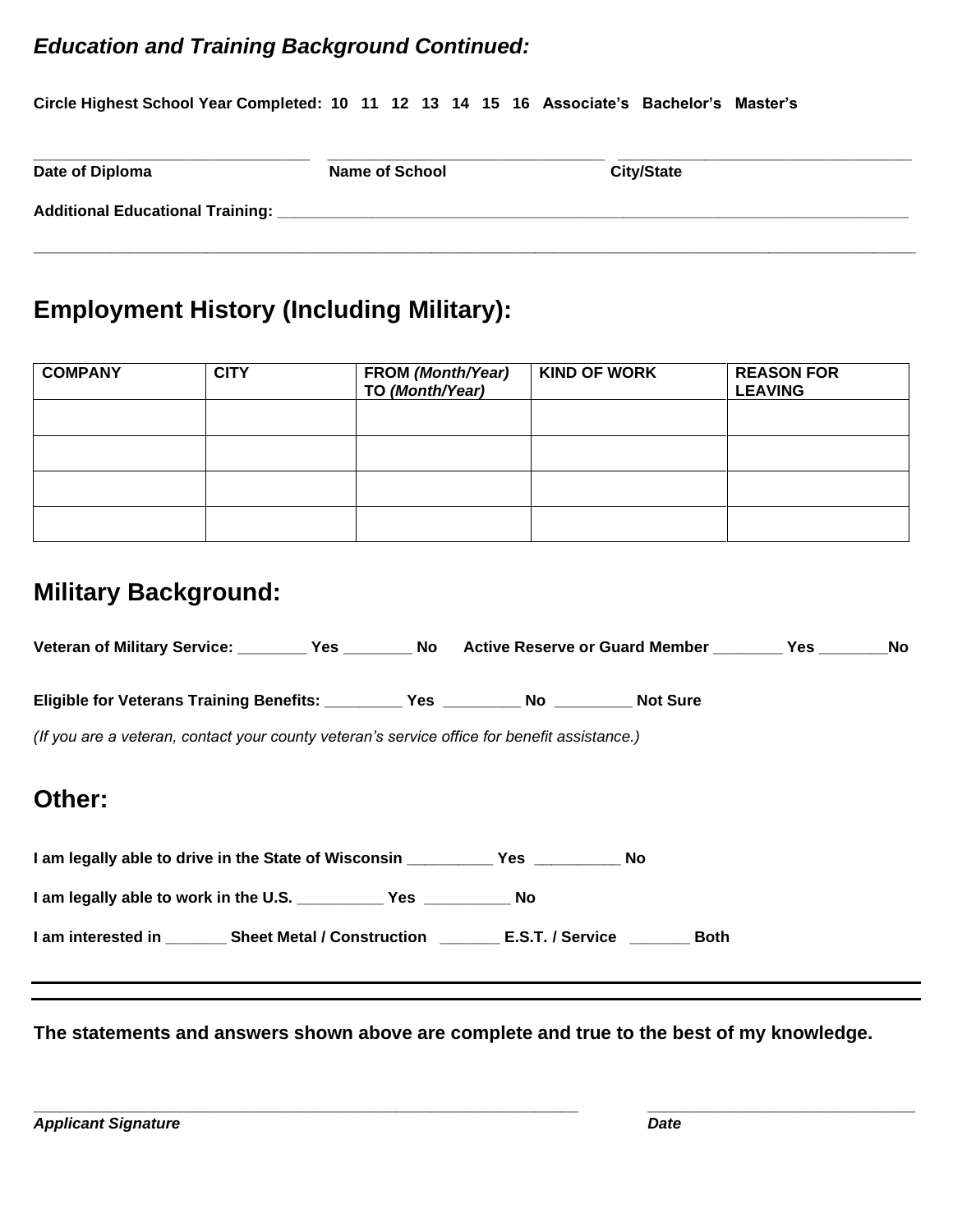## *Education and Training Background Continued:*

**Circle Highest School Year Completed: 10 11 12 13 14 15 16 Associate's Bachelor's Master's**

________________________________ ________________________________ ________________________________

**Date of Diploma** **Name of School** **City/State**

**Additional Educational Training:** ________________________________________________________________

________________________________________________________________________________________________

# Employment History (Including Military):

| COMPANY | CITY | FROM *(Month/Year)* TO *(Month/Year)* | KIND OF WORK | REASON FOR LEAVING |
|---|---|---|---|---|
| | | | | |
| | | | | |
| | | | | |
| | | | | |

# Military Background:

**Veteran of Military Service:** ________ **Yes** ________ **No** **Active Reserve or Guard Member** ________ **Yes** ________**No**

**Eligible for Veterans Training Benefits:** _________ **Yes** _________ **No** _________ **Not Sure**

*(If you are a veteran, contact your county veteran's service office for benefit assistance.)*

# Other:

**I am legally able to drive in the State of Wisconsin** __________ **Yes** __________ **No**

**I am legally able to work in the U.S.** __________ **Yes** __________ **No**

**I am interested in** _______ **Sheet Metal / Construction** _______ **E.S.T. / Service** _______ **Both**

---

**The statements and answers shown above are complete and true to the best of my knowledge.**

________________________________________________________________ ________________________________

***Applicant Signature*** ***Date***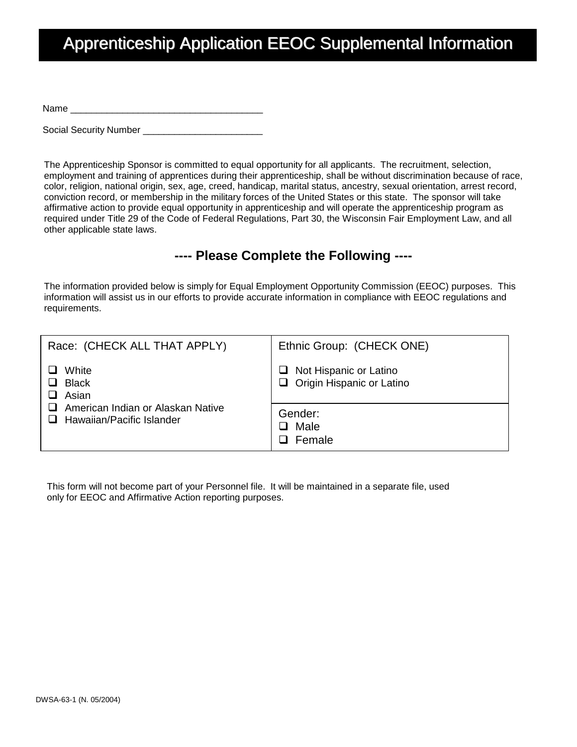# Apprenticeship Application EEOC Supplemental Information

Name ______________________________________

Social Security Number _______________________

The Apprenticeship Sponsor is committed to equal opportunity for all applicants. The recruitment, selection, employment and training of apprentices during their apprenticeship, shall be without discrimination because of race, color, religion, national origin, sex, age, creed, handicap, marital status, ancestry, sexual orientation, arrest record, conviction record, or membership in the military forces of the United States or this state. The sponsor will take affirmative action to provide equal opportunity in apprenticeship and will operate the apprenticeship program as required under Title 29 of the Code of Federal Regulations, Part 30, the Wisconsin Fair Employment Law, and all other applicable state laws.

## ---- Please Complete the Following ----

The information provided below is simply for Equal Employment Opportunity Commission (EEOC) purposes. This information will assist us in our efforts to provide accurate information in compliance with EEOC regulations and requirements.

| Race: (CHECK ALL THAT APPLY) | Ethnic Group: (CHECK ONE) |
|---|---|
| ❑ White<br>❑ Black<br>❑ Asian<br>❑ American Indian or Alaskan Native<br>❑ Hawaiian/Pacific Islander | ❑ Not Hispanic or Latino<br>❑ Origin Hispanic or Latino<br><br>**Gender:**<br>❑ Male<br>❑ Female |

This form will not become part of your Personnel file. It will be maintained in a separate file, used only for EEOC and Affirmative Action reporting purposes.

DWSA-63-1 (N. 05/2004)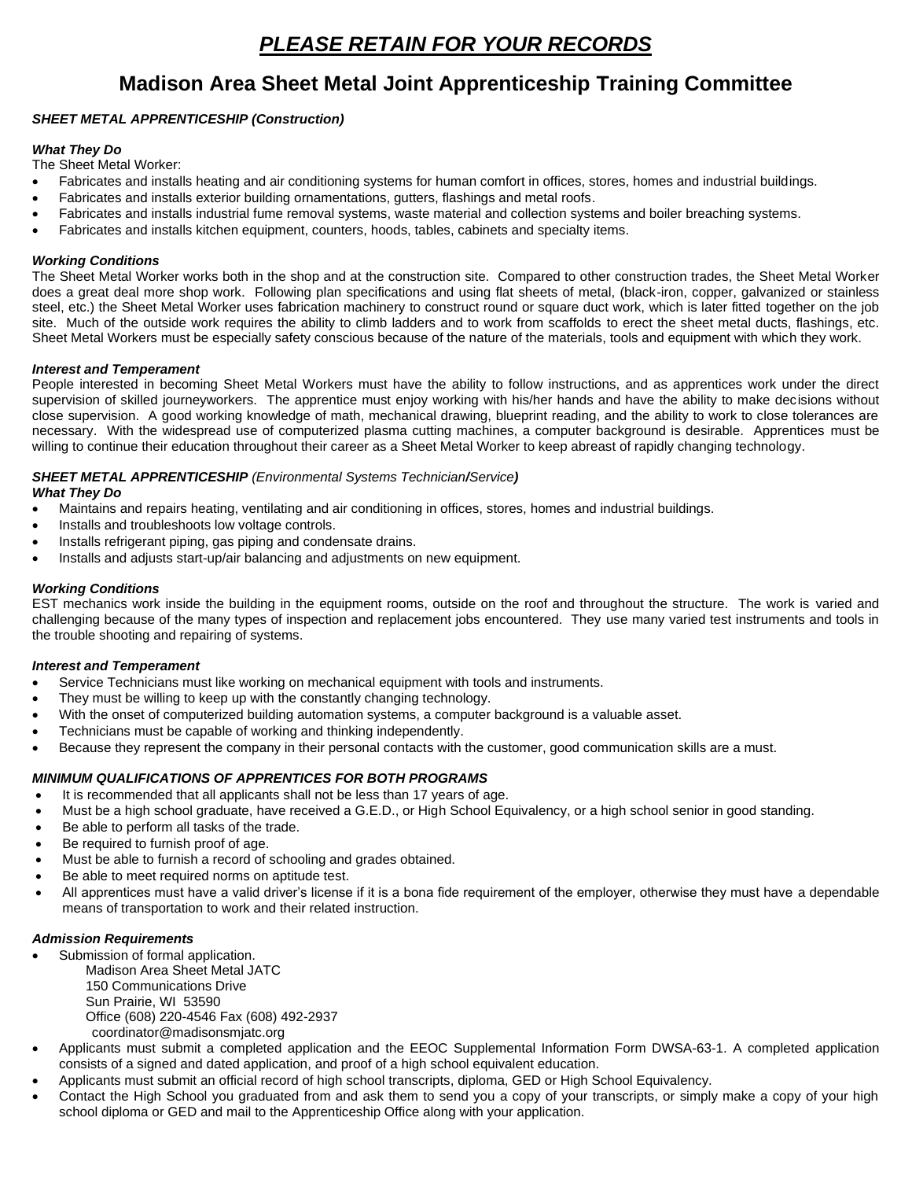# ***PLEASE RETAIN FOR YOUR RECORDS***

## Madison Area Sheet Metal Joint Apprenticeship Training Committee

***SHEET METAL APPRENTICESHIP (Construction)***

***What They Do***

The Sheet Metal Worker:

- Fabricates and installs heating and air conditioning systems for human comfort in offices, stores, homes and industrial buildings.
- Fabricates and installs exterior building ornamentations, gutters, flashings and metal roofs.
- Fabricates and installs industrial fume removal systems, waste material and collection systems and boiler breaching systems.
- Fabricates and installs kitchen equipment, counters, hoods, tables, cabinets and specialty items.

***Working Conditions***

The Sheet Metal Worker works both in the shop and at the construction site. Compared to other construction trades, the Sheet Metal Worker does a great deal more shop work. Following plan specifications and using flat sheets of metal, (black-iron, copper, galvanized or stainless steel, etc.) the Sheet Metal Worker uses fabrication machinery to construct round or square duct work, which is later fitted together on the job site. Much of the outside work requires the ability to climb ladders and to work from scaffolds to erect the sheet metal ducts, flashings, etc. Sheet Metal Workers must be especially safety conscious because of the nature of the materials, tools and equipment with which they work.

***Interest and Temperament***

People interested in becoming Sheet Metal Workers must have the ability to follow instructions, and as apprentices work under the direct supervision of skilled journeyworkers. The apprentice must enjoy working with his/her hands and have the ability to make decisions without close supervision. A good working knowledge of math, mechanical drawing, blueprint reading, and the ability to work to close tolerances are necessary. With the widespread use of computerized plasma cutting machines, a computer background is desirable. Apprentices must be willing to continue their education throughout their career as a Sheet Metal Worker to keep abreast of rapidly changing technology.

***SHEET METAL APPRENTICESHIP** (Environmental Systems Technician**/**Service**)***

***What They Do***

- Maintains and repairs heating, ventilating and air conditioning in offices, stores, homes and industrial buildings.
- Installs and troubleshoots low voltage controls.
- Installs refrigerant piping, gas piping and condensate drains.
- Installs and adjusts start-up/air balancing and adjustments on new equipment.

***Working Conditions***

EST mechanics work inside the building in the equipment rooms, outside on the roof and throughout the structure. The work is varied and challenging because of the many types of inspection and replacement jobs encountered. They use many varied test instruments and tools in the trouble shooting and repairing of systems.

***Interest and Temperament***

- Service Technicians must like working on mechanical equipment with tools and instruments.
- They must be willing to keep up with the constantly changing technology.
- With the onset of computerized building automation systems, a computer background is a valuable asset.
- Technicians must be capable of working and thinking independently.
- Because they represent the company in their personal contacts with the customer, good communication skills are a must.

***MINIMUM QUALIFICATIONS OF APPRENTICES FOR BOTH PROGRAMS***

- It is recommended that all applicants shall not be less than 17 years of age.
- Must be a high school graduate, have received a G.E.D., or High School Equivalency, or a high school senior in good standing.
- Be able to perform all tasks of the trade.
- Be required to furnish proof of age.
- Must be able to furnish a record of schooling and grades obtained.
- Be able to meet required norms on aptitude test.
- All apprentices must have a valid driver's license if it is a bona fide requirement of the employer, otherwise they must have a dependable means of transportation to work and their related instruction.

***Admission Requirements***

- Submission of formal application.
  Madison Area Sheet Metal JATC
  150 Communications Drive
  Sun Prairie, WI 53590
  Office (608) 220-4546 Fax (608) 492-2937
  coordinator@madisonsmjatc.org
- Applicants must submit a completed application and the EEOC Supplemental Information Form DWSA-63-1. A completed application consists of a signed and dated application, and proof of a high school equivalent education.
- Applicants must submit an official record of high school transcripts, diploma, GED or High School Equivalency.
- Contact the High School you graduated from and ask them to send you a copy of your transcripts, or simply make a copy of your high school diploma or GED and mail to the Apprenticeship Office along with your application.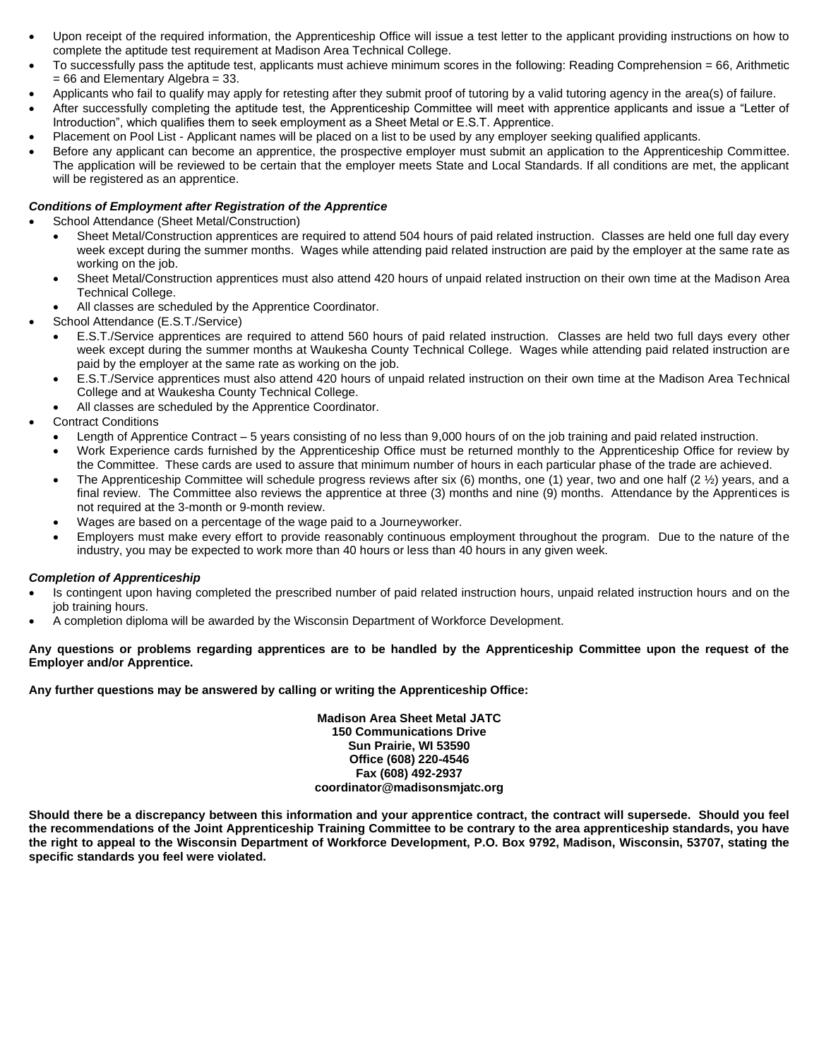- Upon receipt of the required information, the Apprenticeship Office will issue a test letter to the applicant providing instructions on how to complete the aptitude test requirement at Madison Area Technical College.
- To successfully pass the aptitude test, applicants must achieve minimum scores in the following: Reading Comprehension = 66, Arithmetic = 66 and Elementary Algebra = 33.
- Applicants who fail to qualify may apply for retesting after they submit proof of tutoring by a valid tutoring agency in the area(s) of failure.
- After successfully completing the aptitude test, the Apprenticeship Committee will meet with apprentice applicants and issue a "Letter of Introduction", which qualifies them to seek employment as a Sheet Metal or E.S.T. Apprentice.
- Placement on Pool List - Applicant names will be placed on a list to be used by any employer seeking qualified applicants.
- Before any applicant can become an apprentice, the prospective employer must submit an application to the Apprenticeship Committee. The application will be reviewed to be certain that the employer meets State and Local Standards. If all conditions are met, the applicant will be registered as an apprentice.

***Conditions of Employment after Registration of the Apprentice***

- School Attendance (Sheet Metal/Construction)
  - Sheet Metal/Construction apprentices are required to attend 504 hours of paid related instruction. Classes are held one full day every week except during the summer months. Wages while attending paid related instruction are paid by the employer at the same rate as working on the job.
  - Sheet Metal/Construction apprentices must also attend 420 hours of unpaid related instruction on their own time at the Madison Area Technical College.
  - All classes are scheduled by the Apprentice Coordinator.
- School Attendance (E.S.T./Service)
  - E.S.T./Service apprentices are required to attend 560 hours of paid related instruction. Classes are held two full days every other week except during the summer months at Waukesha County Technical College. Wages while attending paid related instruction are paid by the employer at the same rate as working on the job.
  - E.S.T./Service apprentices must also attend 420 hours of unpaid related instruction on their own time at the Madison Area Technical College and at Waukesha County Technical College.
  - All classes are scheduled by the Apprentice Coordinator.
- Contract Conditions
  - Length of Apprentice Contract – 5 years consisting of no less than 9,000 hours of on the job training and paid related instruction.
  - Work Experience cards furnished by the Apprenticeship Office must be returned monthly to the Apprenticeship Office for review by the Committee. These cards are used to assure that minimum number of hours in each particular phase of the trade are achieved.
  - The Apprenticeship Committee will schedule progress reviews after six (6) months, one (1) year, two and one half (2 ½) years, and a final review. The Committee also reviews the apprentice at three (3) months and nine (9) months. Attendance by the Apprentices is not required at the 3-month or 9-month review.
  - Wages are based on a percentage of the wage paid to a Journeyworker.
  - Employers must make every effort to provide reasonably continuous employment throughout the program. Due to the nature of the industry, you may be expected to work more than 40 hours or less than 40 hours in any given week.

***Completion of Apprenticeship***

- Is contingent upon having completed the prescribed number of paid related instruction hours, unpaid related instruction hours and on the job training hours.
- A completion diploma will be awarded by the Wisconsin Department of Workforce Development.

**Any questions or problems regarding apprentices are to be handled by the Apprenticeship Committee upon the request of the Employer and/or Apprentice.**

**Any further questions may be answered by calling or writing the Apprenticeship Office:**

**Madison Area Sheet Metal JATC**
**150 Communications Drive**
**Sun Prairie, WI 53590**
**Office (608) 220-4546**
**Fax (608) 492-2937**
**coordinator@madisonsmjatc.org**

**Should there be a discrepancy between this information and your apprentice contract, the contract will supersede. Should you feel the recommendations of the Joint Apprenticeship Training Committee to be contrary to the area apprenticeship standards, you have the right to appeal to the Wisconsin Department of Workforce Development, P.O. Box 9792, Madison, Wisconsin, 53707, stating the specific standards you feel were violated.**